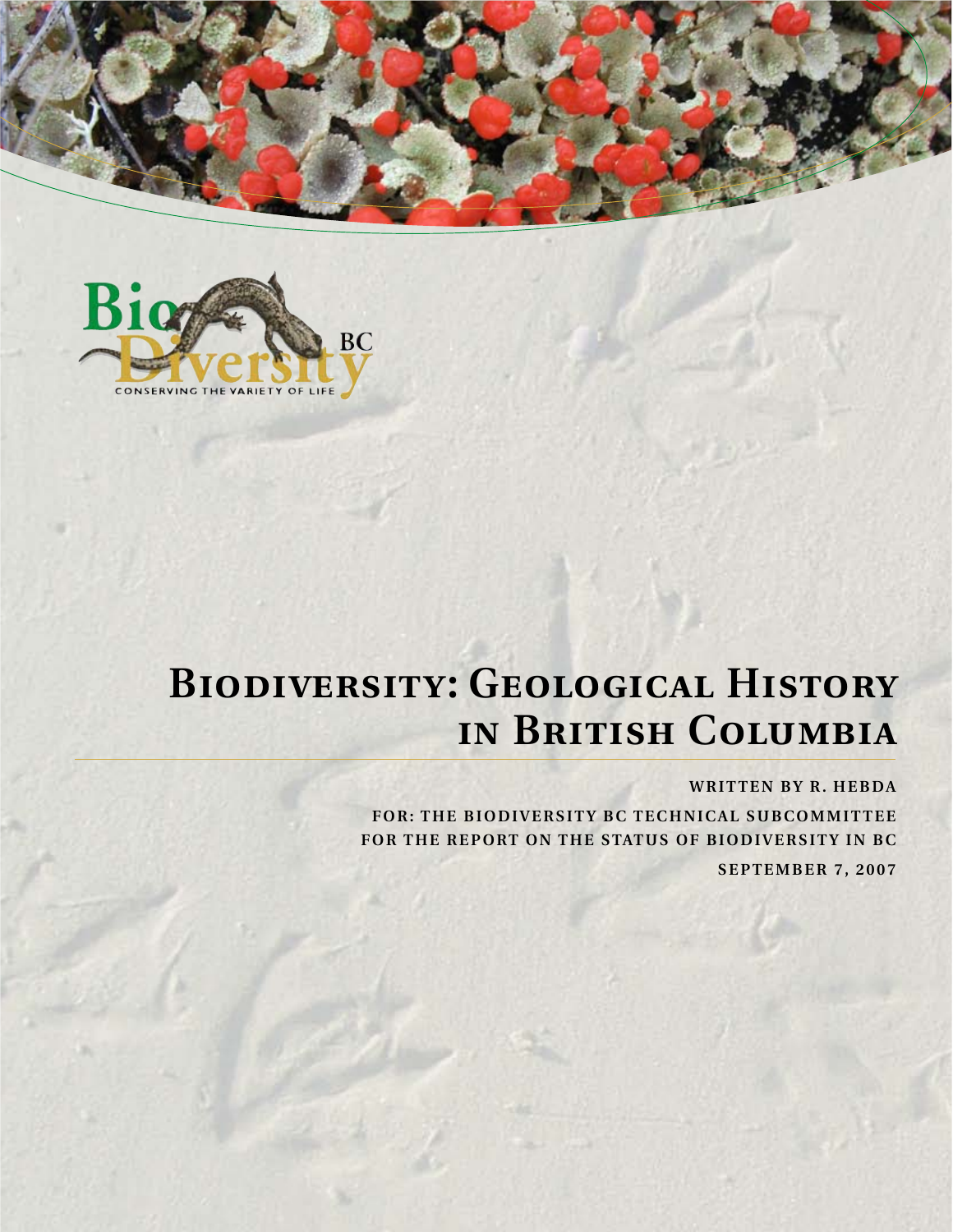# Biodiversity: Geological History in British Columbia

**WRITTEN BY R. HEBDA**

**FOR: THE BIODIVERSITY BC TECHNICAL SUBCOMMITTEE FOR THE REPORT ON THE STATUS OF BIODIVERSITY IN BC**

**SEPTEMBER 7, 2007**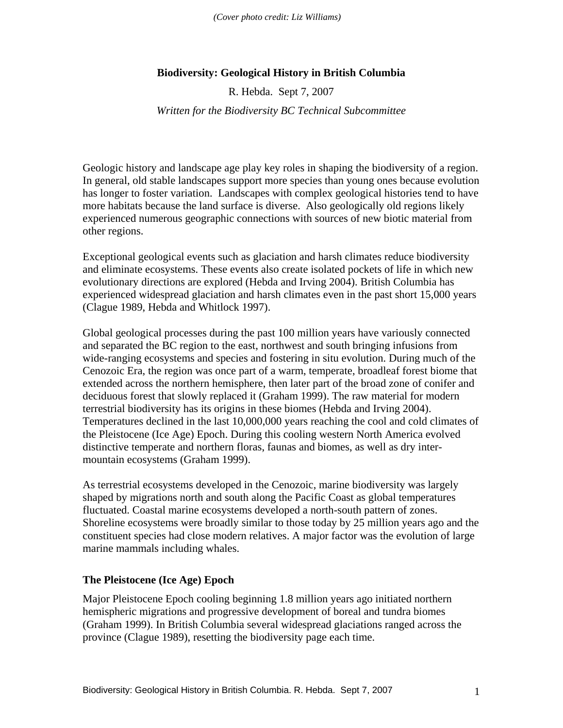*(Cover photo credit: Liz Williams)*

**Biodiversity: Geological History in British Columbia**

R. Hebda. Sept 7, 2007

*Written for the Biodiversity BC Technical Subcommittee*

Geologic history and landscape age play key roles in shaping the biodiversity of a region. In general, old stable landscapes support more species than young ones because evolution has longer to foster variation. Landscapes with complex geological histories tend to have more habitats because the land surface is diverse. Also geologically old regions likely experienced numerous geographic connections with sources of new biotic material from other regions.

Exceptional geological events such as glaciation and harsh climates reduce biodiversity and eliminate ecosystems. These events also create isolated pockets of life in which new evolutionary directions are explored (Hebda and Irving 2004). British Columbia has experienced widespread glaciation and harsh climates even in the past short 15,000 years (Clague 1989, Hebda and Whitlock 1997).

Global geological processes during the past 100 million years have variously connected and separated the BC region to the east, northwest and south bringing infusions from wide-ranging ecosystems and species and fostering in situ evolution. During much of the Cenozoic Era, the region was once part of a warm, temperate, broadleaf forest biome that extended across the northern hemisphere, then later part of the broad zone of conifer and deciduous forest that slowly replaced it (Graham 1999). The raw material for modern terrestrial biodiversity has its origins in these biomes (Hebda and Irving 2004). Temperatures declined in the last 10,000,000 years reaching the cool and cold climates of the Pleistocene (Ice Age) Epoch. During this cooling western North America evolved distinctive temperate and northern floras, faunas and biomes, as well as dry inter-mountain ecosystems (Graham 1999).

As terrestrial ecosystems developed in the Cenozoic, marine biodiversity was largely shaped by migrations north and south along the Pacific Coast as global temperatures fluctuated. Coastal marine ecosystems developed a north-south pattern of zones. Shoreline ecosystems were broadly similar to those today by 25 million years ago and the constituent species had close modern relatives. A major factor was the evolution of large marine mammals including whales.

## The Pleistocene (Ice Age) Epoch

Major Pleistocene Epoch cooling beginning 1.8 million years ago initiated northern hemispheric migrations and progressive development of boreal and tundra biomes (Graham 1999). In British Columbia several widespread glaciations ranged across the province (Clague 1989), resetting the biodiversity page each time.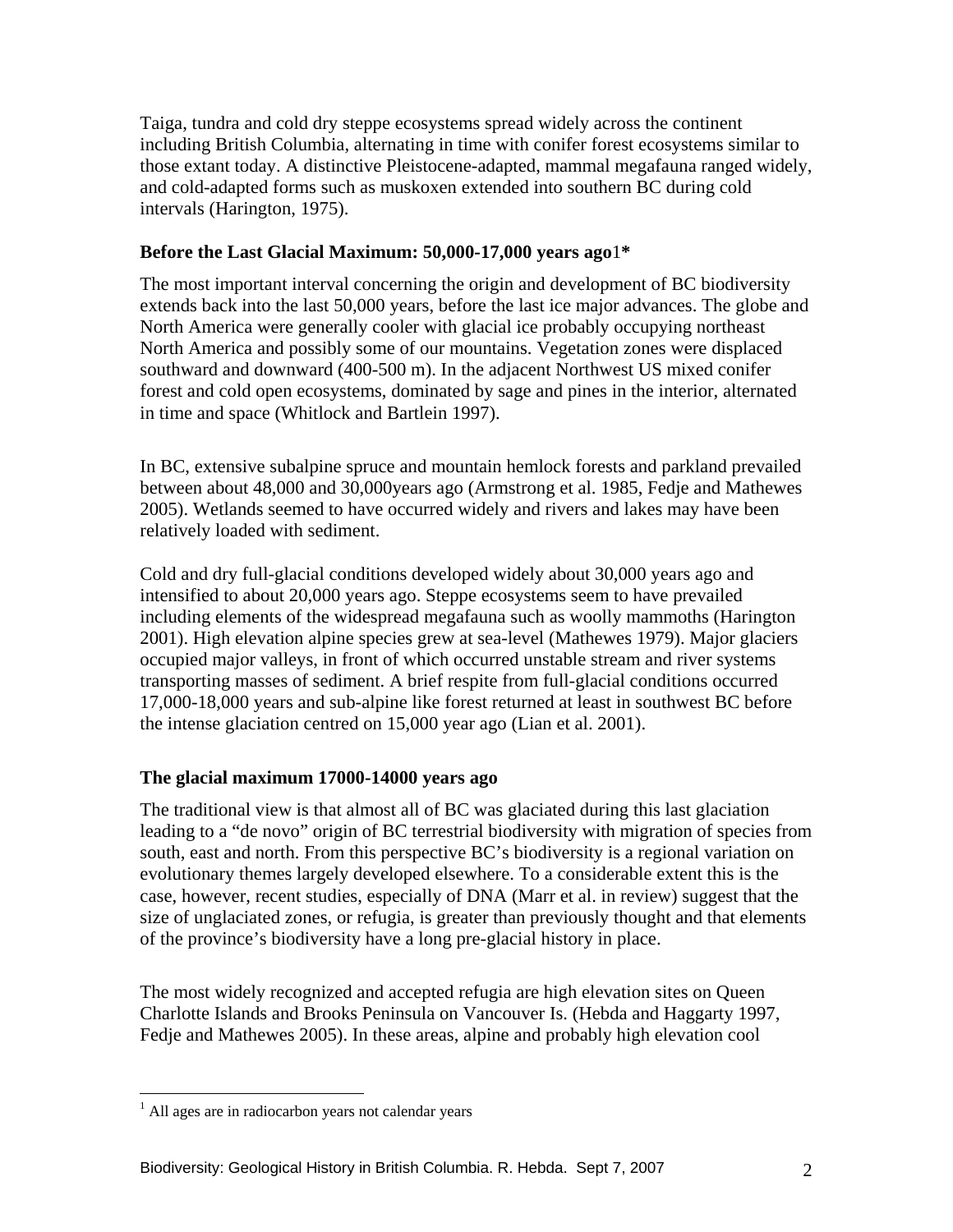Taiga, tundra and cold dry steppe ecosystems spread widely across the continent including British Columbia, alternating in time with conifer forest ecosystems similar to those extant today. A distinctive Pleistocene-adapted, mammal megafauna ranged widely, and cold-adapted forms such as muskoxen extended into southern BC during cold intervals (Harington, 1975).

### Before the Last Glacial Maximum: 50,000-17,000 years ago[1]*

The most important interval concerning the origin and development of BC biodiversity extends back into the last 50,000 years, before the last ice major advances. The globe and North America were generally cooler with glacial ice probably occupying northeast North America and possibly some of our mountains. Vegetation zones were displaced southward and downward (400-500 m). In the adjacent Northwest US mixed conifer forest and cold open ecosystems, dominated by sage and pines in the interior, alternated in time and space (Whitlock and Bartlein 1997).

In BC, extensive subalpine spruce and mountain hemlock forests and parkland prevailed between about 48,000 and 30,000years ago (Armstrong et al. 1985, Fedje and Mathewes 2005). Wetlands seemed to have occurred widely and rivers and lakes may have been relatively loaded with sediment.

Cold and dry full-glacial conditions developed widely about 30,000 years ago and intensified to about 20,000 years ago. Steppe ecosystems seem to have prevailed including elements of the widespread megafauna such as woolly mammoths (Harington 2001). High elevation alpine species grew at sea-level (Mathewes 1979). Major glaciers occupied major valleys, in front of which occurred unstable stream and river systems transporting masses of sediment. A brief respite from full-glacial conditions occurred 17,000-18,000 years and sub-alpine like forest returned at least in southwest BC before the intense glaciation centred on 15,000 year ago (Lian et al. 2001).

### The glacial maximum 17000-14000 years ago

The traditional view is that almost all of BC was glaciated during this last glaciation leading to a "de novo" origin of BC terrestrial biodiversity with migration of species from south, east and north. From this perspective BC's biodiversity is a regional variation on evolutionary themes largely developed elsewhere. To a considerable extent this is the case, however, recent studies, especially of DNA (Marr et al. in review) suggest that the size of unglaciated zones, or refugia, is greater than previously thought and that elements of the province's biodiversity have a long pre-glacial history in place.

The most widely recognized and accepted refugia are high elevation sites on Queen Charlotte Islands and Brooks Peninsula on Vancouver Is. (Hebda and Haggarty 1997, Fedje and Mathewes 2005). In these areas, alpine and probably high elevation cool

---

[1] All ages are in radiocarbon years not calendar years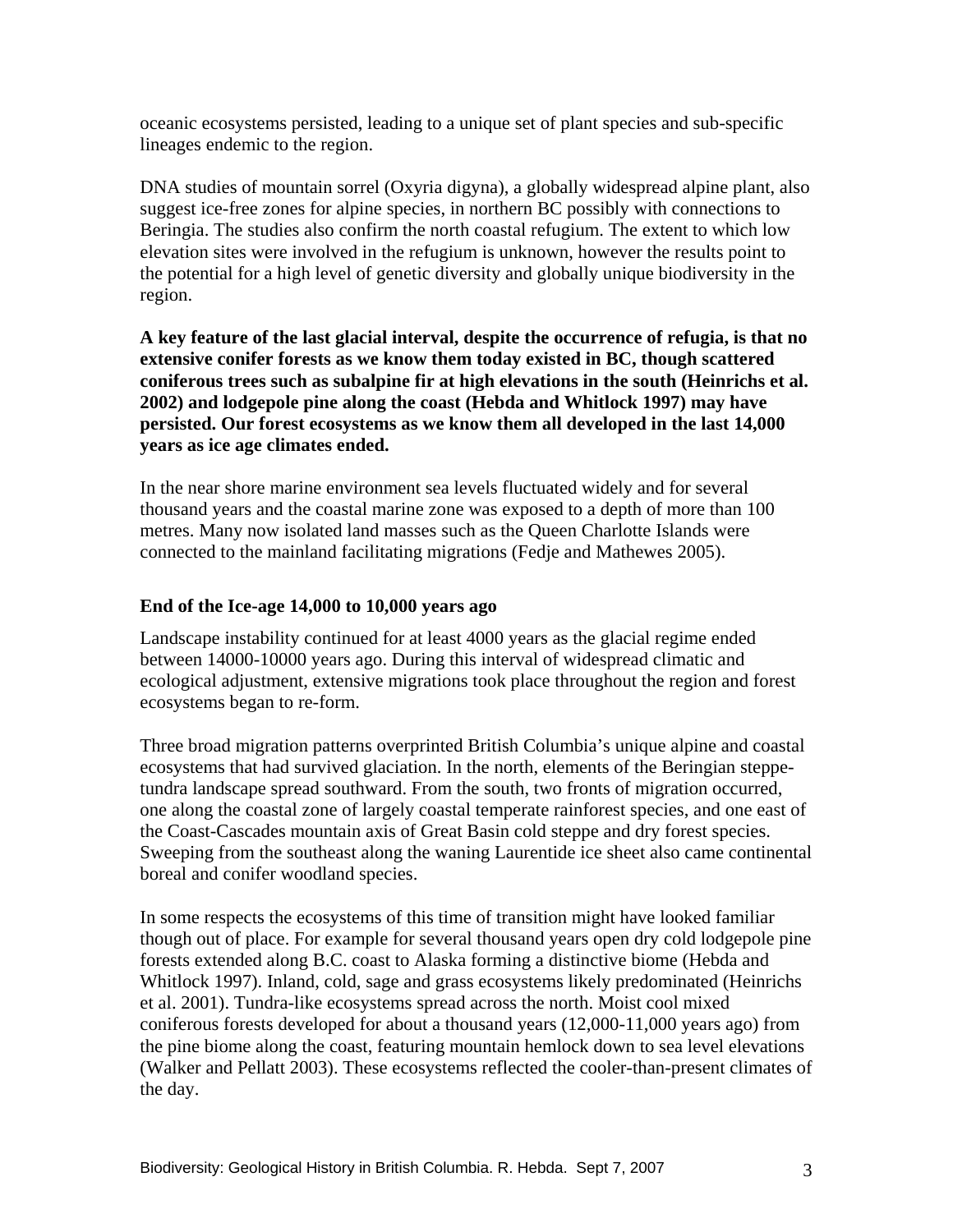oceanic ecosystems persisted, leading to a unique set of plant species and sub-specific lineages endemic to the region.

DNA studies of mountain sorrel (Oxyria digyna), a globally widespread alpine plant, also suggest ice-free zones for alpine species, in northern BC possibly with connections to Beringia. The studies also confirm the north coastal refugium. The extent to which low elevation sites were involved in the refugium is unknown, however the results point to the potential for a high level of genetic diversity and globally unique biodiversity in the region.

**A key feature of the last glacial interval, despite the occurrence of refugia, is that no extensive conifer forests as we know them today existed in BC, though scattered coniferous trees such as subalpine fir at high elevations in the south (Heinrichs et al. 2002) and lodgepole pine along the coast (Hebda and Whitlock 1997) may have persisted. Our forest ecosystems as we know them all developed in the last 14,000 years as ice age climates ended.**

In the near shore marine environment sea levels fluctuated widely and for several thousand years and the coastal marine zone was exposed to a depth of more than 100 metres. Many now isolated land masses such as the Queen Charlotte Islands were connected to the mainland facilitating migrations (Fedje and Mathewes 2005).

### End of the Ice-age 14,000 to 10,000 years ago

Landscape instability continued for at least 4000 years as the glacial regime ended between 14000-10000 years ago. During this interval of widespread climatic and ecological adjustment, extensive migrations took place throughout the region and forest ecosystems began to re-form.

Three broad migration patterns overprinted British Columbia's unique alpine and coastal ecosystems that had survived glaciation. In the north, elements of the Beringian steppe-tundra landscape spread southward. From the south, two fronts of migration occurred, one along the coastal zone of largely coastal temperate rainforest species, and one east of the Coast-Cascades mountain axis of Great Basin cold steppe and dry forest species. Sweeping from the southeast along the waning Laurentide ice sheet also came continental boreal and conifer woodland species.

In some respects the ecosystems of this time of transition might have looked familiar though out of place. For example for several thousand years open dry cold lodgepole pine forests extended along B.C. coast to Alaska forming a distinctive biome (Hebda and Whitlock 1997). Inland, cold, sage and grass ecosystems likely predominated (Heinrichs et al. 2001). Tundra-like ecosystems spread across the north. Moist cool mixed coniferous forests developed for about a thousand years (12,000-11,000 years ago) from the pine biome along the coast, featuring mountain hemlock down to sea level elevations (Walker and Pellatt 2003). These ecosystems reflected the cooler-than-present climates of the day.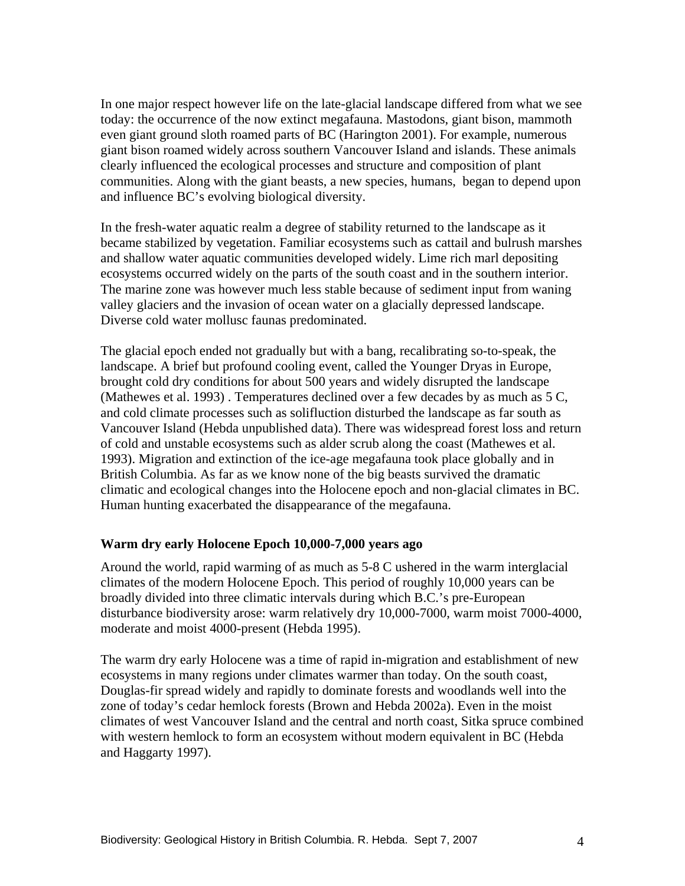In one major respect however life on the late-glacial landscape differed from what we see today: the occurrence of the now extinct megafauna. Mastodons, giant bison, mammoth even giant ground sloth roamed parts of BC (Harington 2001). For example, numerous giant bison roamed widely across southern Vancouver Island and islands. These animals clearly influenced the ecological processes and structure and composition of plant communities. Along with the giant beasts, a new species, humans, began to depend upon and influence BC's evolving biological diversity.

In the fresh-water aquatic realm a degree of stability returned to the landscape as it became stabilized by vegetation. Familiar ecosystems such as cattail and bulrush marshes and shallow water aquatic communities developed widely. Lime rich marl depositing ecosystems occurred widely on the parts of the south coast and in the southern interior. The marine zone was however much less stable because of sediment input from waning valley glaciers and the invasion of ocean water on a glacially depressed landscape. Diverse cold water mollusc faunas predominated.

The glacial epoch ended not gradually but with a bang, recalibrating so-to-speak, the landscape. A brief but profound cooling event, called the Younger Dryas in Europe, brought cold dry conditions for about 500 years and widely disrupted the landscape (Mathewes et al. 1993) . Temperatures declined over a few decades by as much as 5 C, and cold climate processes such as solifluction disturbed the landscape as far south as Vancouver Island (Hebda unpublished data). There was widespread forest loss and return of cold and unstable ecosystems such as alder scrub along the coast (Mathewes et al. 1993). Migration and extinction of the ice-age megafauna took place globally and in British Columbia. As far as we know none of the big beasts survived the dramatic climatic and ecological changes into the Holocene epoch and non-glacial climates in BC. Human hunting exacerbated the disappearance of the megafauna.

### Warm dry early Holocene Epoch 10,000-7,000 years ago

Around the world, rapid warming of as much as 5-8 C ushered in the warm interglacial climates of the modern Holocene Epoch. This period of roughly 10,000 years can be broadly divided into three climatic intervals during which B.C.'s pre-European disturbance biodiversity arose: warm relatively dry 10,000-7000, warm moist 7000-4000, moderate and moist 4000-present (Hebda 1995).

The warm dry early Holocene was a time of rapid in-migration and establishment of new ecosystems in many regions under climates warmer than today. On the south coast, Douglas-fir spread widely and rapidly to dominate forests and woodlands well into the zone of today's cedar hemlock forests (Brown and Hebda 2002a). Even in the moist climates of west Vancouver Island and the central and north coast, Sitka spruce combined with western hemlock to form an ecosystem without modern equivalent in BC (Hebda and Haggarty 1997).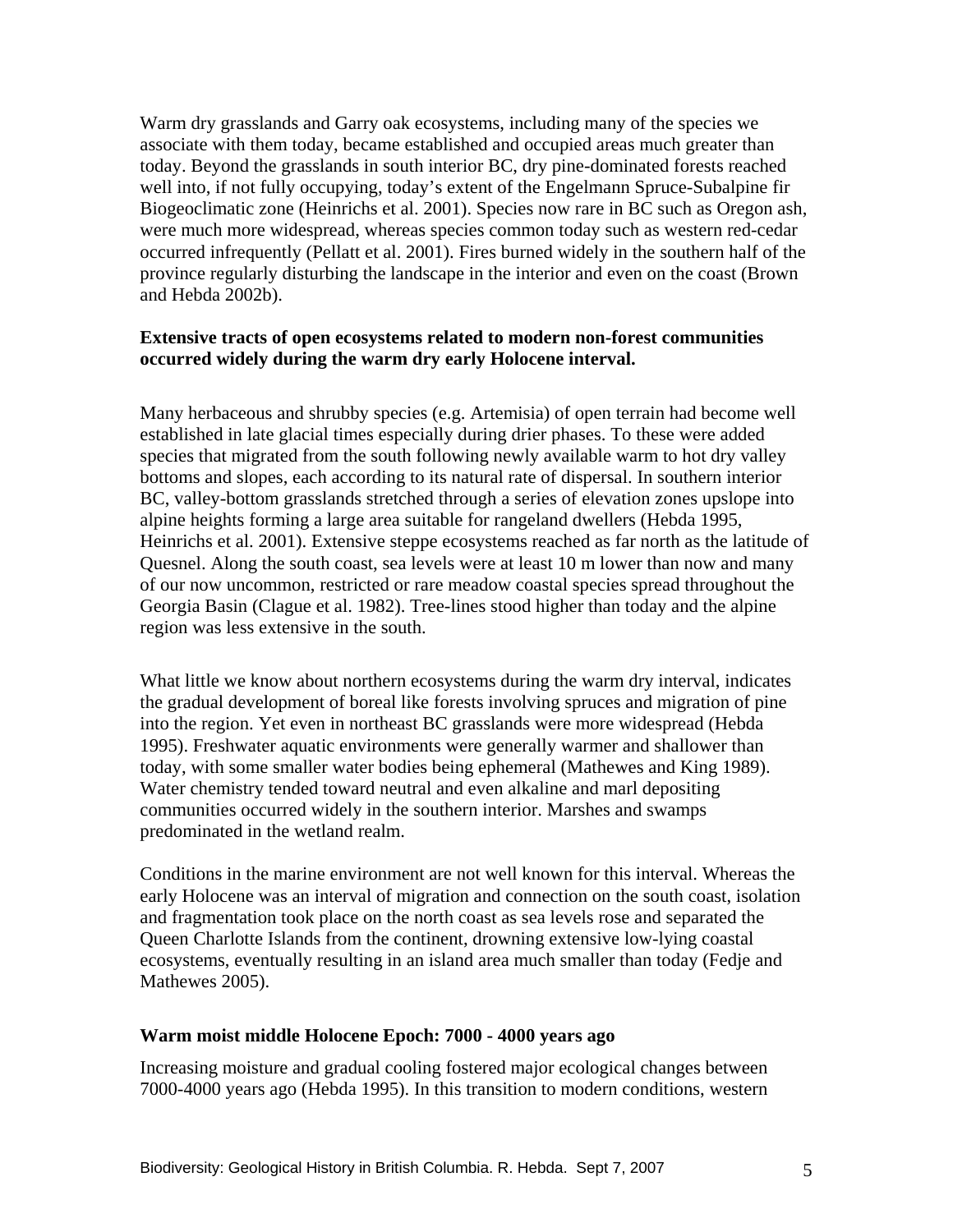Warm dry grasslands and Garry oak ecosystems, including many of the species we associate with them today, became established and occupied areas much greater than today. Beyond the grasslands in south interior BC, dry pine-dominated forests reached well into, if not fully occupying, today's extent of the Engelmann Spruce-Subalpine fir Biogeoclimatic zone (Heinrichs et al. 2001). Species now rare in BC such as Oregon ash, were much more widespread, whereas species common today such as western red-cedar occurred infrequently (Pellatt et al. 2001). Fires burned widely in the southern half of the province regularly disturbing the landscape in the interior and even on the coast (Brown and Hebda 2002b).

**Extensive tracts of open ecosystems related to modern non-forest communities occurred widely during the warm dry early Holocene interval.**

Many herbaceous and shrubby species (e.g. Artemisia) of open terrain had become well established in late glacial times especially during drier phases. To these were added species that migrated from the south following newly available warm to hot dry valley bottoms and slopes, each according to its natural rate of dispersal. In southern interior BC, valley-bottom grasslands stretched through a series of elevation zones upslope into alpine heights forming a large area suitable for rangeland dwellers (Hebda 1995, Heinrichs et al. 2001). Extensive steppe ecosystems reached as far north as the latitude of Quesnel. Along the south coast, sea levels were at least 10 m lower than now and many of our now uncommon, restricted or rare meadow coastal species spread throughout the Georgia Basin (Clague et al. 1982). Tree-lines stood higher than today and the alpine region was less extensive in the south.

What little we know about northern ecosystems during the warm dry interval, indicates the gradual development of boreal like forests involving spruces and migration of pine into the region. Yet even in northeast BC grasslands were more widespread (Hebda 1995). Freshwater aquatic environments were generally warmer and shallower than today, with some smaller water bodies being ephemeral (Mathewes and King 1989). Water chemistry tended toward neutral and even alkaline and marl depositing communities occurred widely in the southern interior. Marshes and swamps predominated in the wetland realm.

Conditions in the marine environment are not well known for this interval. Whereas the early Holocene was an interval of migration and connection on the south coast, isolation and fragmentation took place on the north coast as sea levels rose and separated the Queen Charlotte Islands from the continent, drowning extensive low-lying coastal ecosystems, eventually resulting in an island area much smaller than today (Fedje and Mathewes 2005).

**Warm moist middle Holocene Epoch: 7000 - 4000 years ago**

Increasing moisture and gradual cooling fostered major ecological changes between 7000-4000 years ago (Hebda 1995). In this transition to modern conditions, western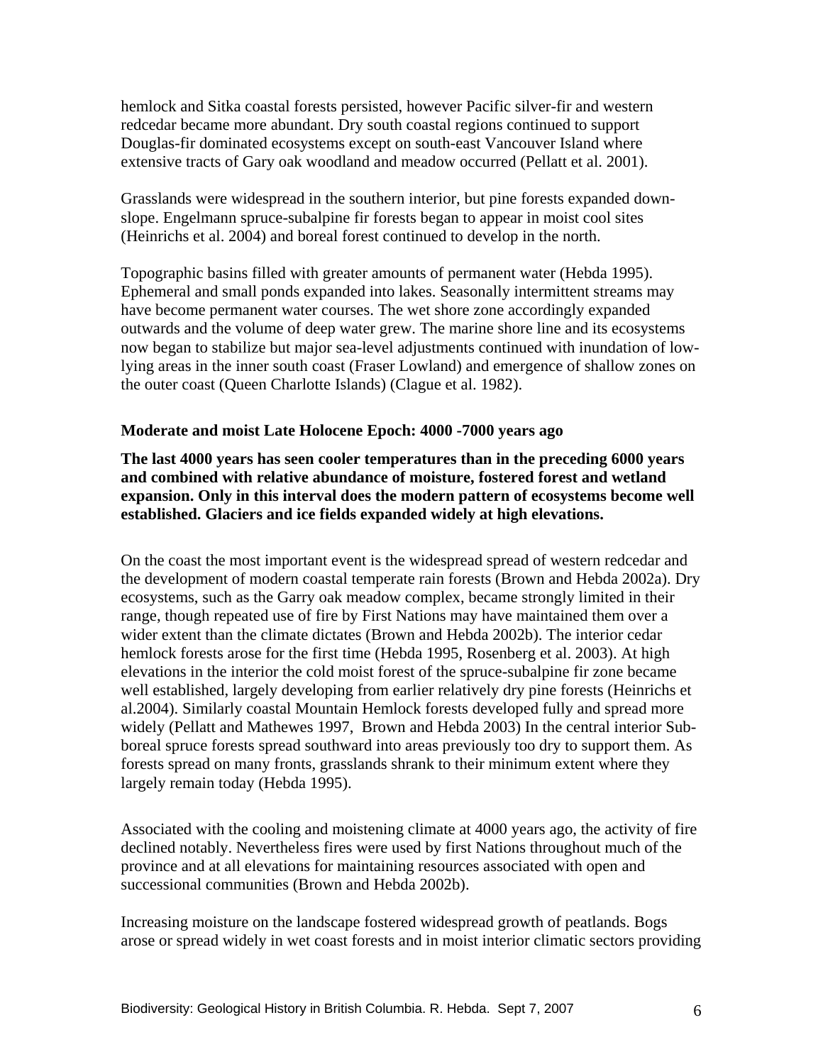hemlock and Sitka coastal forests persisted, however Pacific silver-fir and western redcedar became more abundant. Dry south coastal regions continued to support Douglas-fir dominated ecosystems except on south-east Vancouver Island where extensive tracts of Gary oak woodland and meadow occurred (Pellatt et al. 2001).

Grasslands were widespread in the southern interior, but pine forests expanded down-slope. Engelmann spruce-subalpine fir forests began to appear in moist cool sites (Heinrichs et al. 2004) and boreal forest continued to develop in the north.

Topographic basins filled with greater amounts of permanent water (Hebda 1995). Ephemeral and small ponds expanded into lakes. Seasonally intermittent streams may have become permanent water courses. The wet shore zone accordingly expanded outwards and the volume of deep water grew. The marine shore line and its ecosystems now began to stabilize but major sea-level adjustments continued with inundation of low-lying areas in the inner south coast (Fraser Lowland) and emergence of shallow zones on the outer coast (Queen Charlotte Islands) (Clague et al. 1982).

**Moderate and moist Late Holocene Epoch: 4000 -7000 years ago**

**The last 4000 years has seen cooler temperatures than in the preceding 6000 years and combined with relative abundance of moisture, fostered forest and wetland expansion. Only in this interval does the modern pattern of ecosystems become well established. Glaciers and ice fields expanded widely at high elevations.**

On the coast the most important event is the widespread spread of western redcedar and the development of modern coastal temperate rain forests (Brown and Hebda 2002a). Dry ecosystems, such as the Garry oak meadow complex, became strongly limited in their range, though repeated use of fire by First Nations may have maintained them over a wider extent than the climate dictates (Brown and Hebda 2002b). The interior cedar hemlock forests arose for the first time (Hebda 1995, Rosenberg et al. 2003). At high elevations in the interior the cold moist forest of the spruce-subalpine fir zone became well established, largely developing from earlier relatively dry pine forests (Heinrichs et al.2004). Similarly coastal Mountain Hemlock forests developed fully and spread more widely (Pellatt and Mathewes 1997, Brown and Hebda 2003) In the central interior Sub-boreal spruce forests spread southward into areas previously too dry to support them. As forests spread on many fronts, grasslands shrank to their minimum extent where they largely remain today (Hebda 1995).

Associated with the cooling and moistening climate at 4000 years ago, the activity of fire declined notably. Nevertheless fires were used by first Nations throughout much of the province and at all elevations for maintaining resources associated with open and successional communities (Brown and Hebda 2002b).

Increasing moisture on the landscape fostered widespread growth of peatlands. Bogs arose or spread widely in wet coast forests and in moist interior climatic sectors providing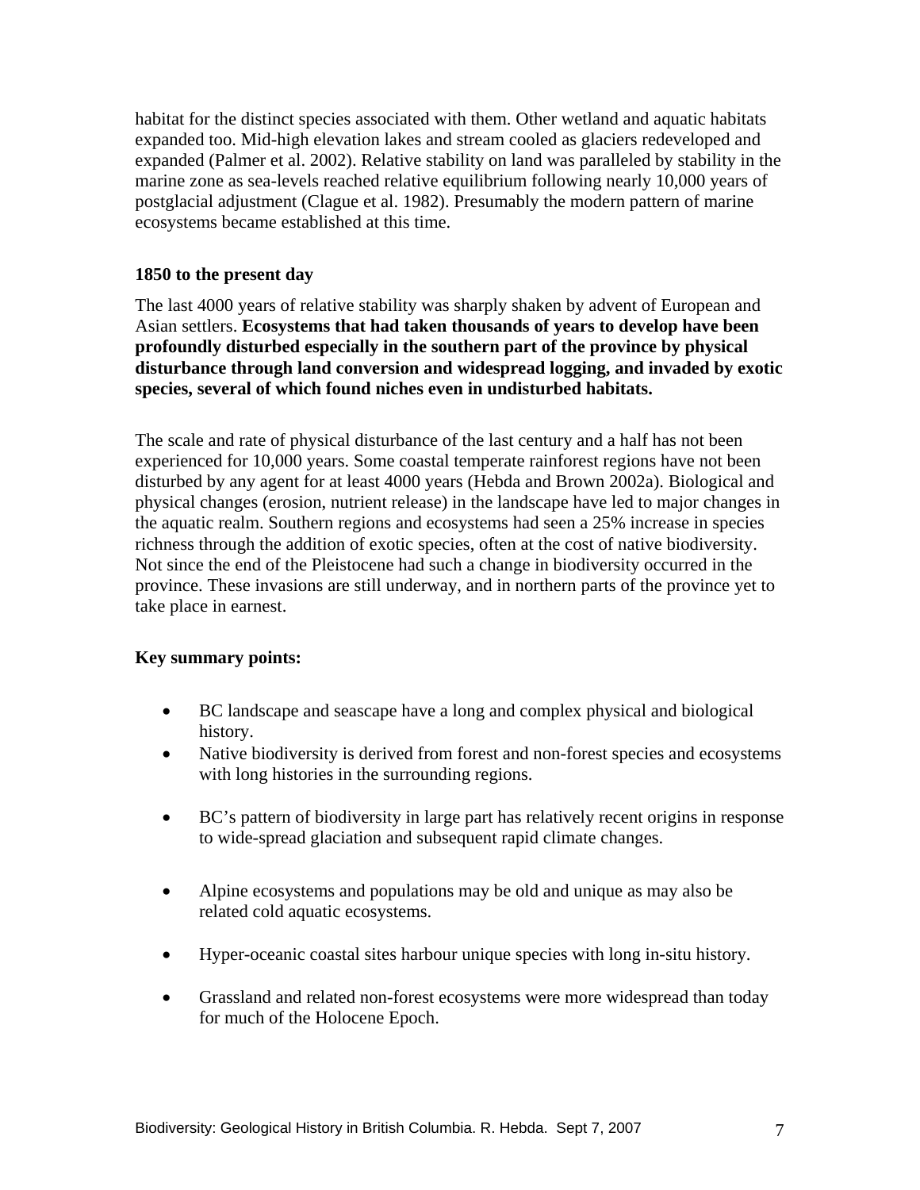habitat for the distinct species associated with them. Other wetland and aquatic habitats expanded too. Mid-high elevation lakes and stream cooled as glaciers redeveloped and expanded (Palmer et al. 2002). Relative stability on land was paralleled by stability in the marine zone as sea-levels reached relative equilibrium following nearly 10,000 years of postglacial adjustment (Clague et al. 1982). Presumably the modern pattern of marine ecosystems became established at this time.

### 1850 to the present day

The last 4000 years of relative stability was sharply shaken by advent of European and Asian settlers. **Ecosystems that had taken thousands of years to develop have been profoundly disturbed especially in the southern part of the province by physical disturbance through land conversion and widespread logging, and invaded by exotic species, several of which found niches even in undisturbed habitats.**

The scale and rate of physical disturbance of the last century and a half has not been experienced for 10,000 years. Some coastal temperate rainforest regions have not been disturbed by any agent for at least 4000 years (Hebda and Brown 2002a). Biological and physical changes (erosion, nutrient release) in the landscape have led to major changes in the aquatic realm. Southern regions and ecosystems had seen a 25% increase in species richness through the addition of exotic species, often at the cost of native biodiversity. Not since the end of the Pleistocene had such a change in biodiversity occurred in the province. These invasions are still underway, and in northern parts of the province yet to take place in earnest.

### Key summary points:

- BC landscape and seascape have a long and complex physical and biological history.
- Native biodiversity is derived from forest and non-forest species and ecosystems with long histories in the surrounding regions.
- BC's pattern of biodiversity in large part has relatively recent origins in response to wide-spread glaciation and subsequent rapid climate changes.
- Alpine ecosystems and populations may be old and unique as may also be related cold aquatic ecosystems.
- Hyper-oceanic coastal sites harbour unique species with long in-situ history.
- Grassland and related non-forest ecosystems were more widespread than today for much of the Holocene Epoch.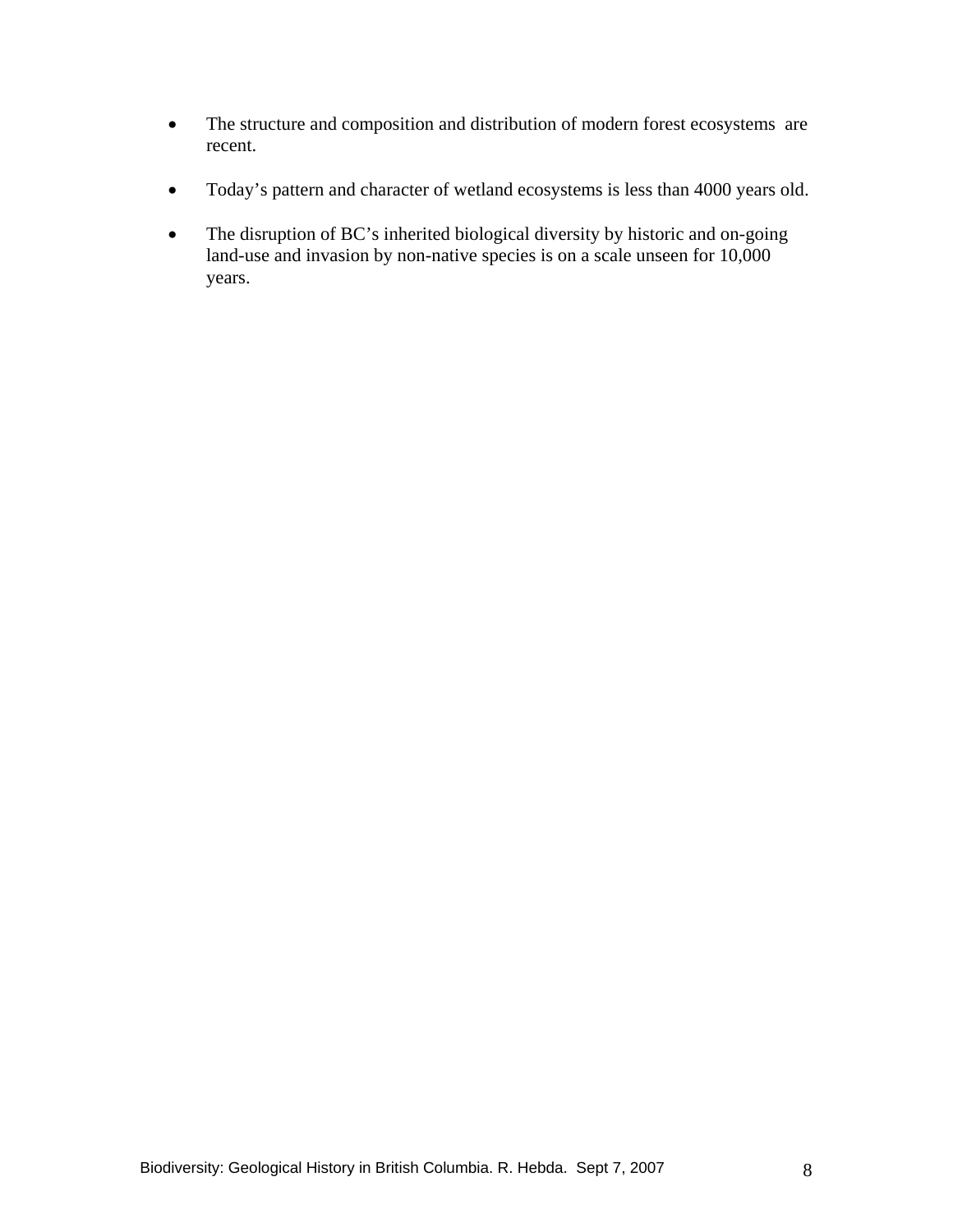- The structure and composition and distribution of modern forest ecosystems are recent.

- Today's pattern and character of wetland ecosystems is less than 4000 years old.

- The disruption of BC's inherited biological diversity by historic and on-going land-use and invasion by non-native species is on a scale unseen for 10,000 years.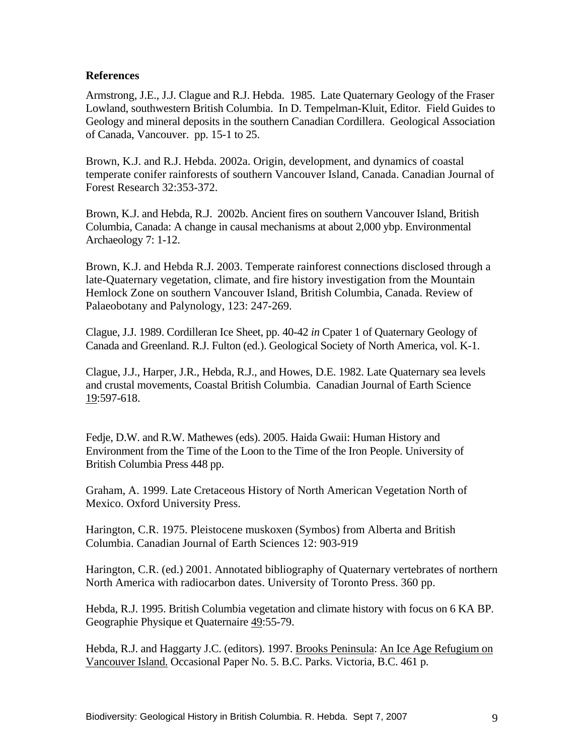## References

Armstrong, J.E., J.J. Clague and R.J. Hebda. 1985. Late Quaternary Geology of the Fraser Lowland, southwestern British Columbia. In D. Tempelman-Kluit, Editor. Field Guides to Geology and mineral deposits in the southern Canadian Cordillera. Geological Association of Canada, Vancouver. pp. 15-1 to 25.

Brown, K.J. and R.J. Hebda. 2002a. Origin, development, and dynamics of coastal temperate conifer rainforests of southern Vancouver Island, Canada. Canadian Journal of Forest Research 32:353-372.

Brown, K.J. and Hebda, R.J. 2002b. Ancient fires on southern Vancouver Island, British Columbia, Canada: A change in causal mechanisms at about 2,000 ybp. Environmental Archaeology 7: 1-12.

Brown, K.J. and Hebda R.J. 2003. Temperate rainforest connections disclosed through a late-Quaternary vegetation, climate, and fire history investigation from the Mountain Hemlock Zone on southern Vancouver Island, British Columbia, Canada. Review of Palaeobotany and Palynology, 123: 247-269.

Clague, J.J. 1989. Cordilleran Ice Sheet, pp. 40-42 *in* Cpater 1 of Quaternary Geology of Canada and Greenland. R.J. Fulton (ed.). Geological Society of North America, vol. K-1.

Clague, J.J., Harper, J.R., Hebda, R.J., and Howes, D.E. 1982. Late Quaternary sea levels and crustal movements, Coastal British Columbia. Canadian Journal of Earth Science <u>19</u>:597-618.

Fedje, D.W. and R.W. Mathewes (eds). 2005. Haida Gwaii: Human History and Environment from the Time of the Loon to the Time of the Iron People. University of British Columbia Press 448 pp.

Graham, A. 1999. Late Cretaceous History of North American Vegetation North of Mexico. Oxford University Press.

Harington, C.R. 1975. Pleistocene muskoxen (Symbos) from Alberta and British Columbia. Canadian Journal of Earth Sciences 12: 903-919

Harington, C.R. (ed.) 2001. Annotated bibliography of Quaternary vertebrates of northern North America with radiocarbon dates. University of Toronto Press. 360 pp.

Hebda, R.J. 1995. British Columbia vegetation and climate history with focus on 6 KA BP. Geographie Physique et Quaternaire <u>49</u>:55-79.

Hebda, R.J. and Haggarty J.C. (editors). 1997. <u>Brooks Peninsula</u>: <u>An Ice Age Refugium on Vancouver Island.</u> Occasional Paper No. 5. B.C. Parks. Victoria, B.C. 461 p.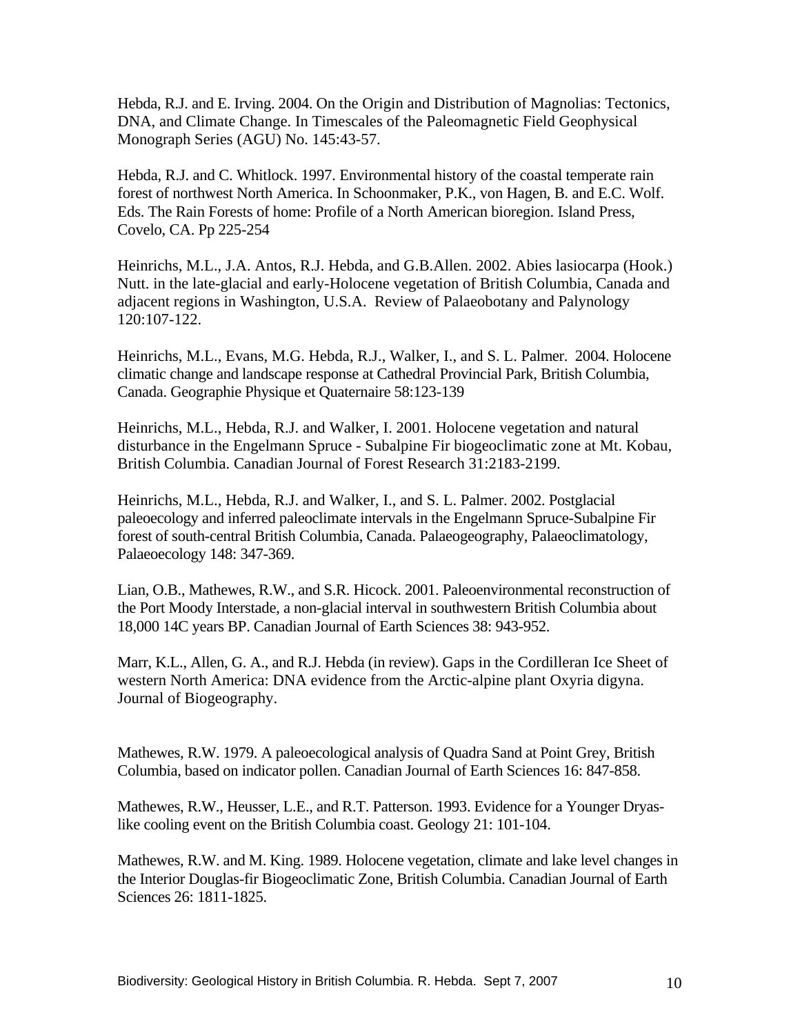Hebda, R.J. and E. Irving. 2004. On the Origin and Distribution of Magnolias: Tectonics, DNA, and Climate Change. In Timescales of the Paleomagnetic Field Geophysical Monograph Series (AGU) No. 145:43-57.

Hebda, R.J. and C. Whitlock. 1997. Environmental history of the coastal temperate rain forest of northwest North America. In Schoonmaker, P.K., von Hagen, B. and E.C. Wolf. Eds. The Rain Forests of home: Profile of a North American bioregion. Island Press, Covelo, CA. Pp 225-254

Heinrichs, M.L., J.A. Antos, R.J. Hebda, and G.B.Allen. 2002. Abies lasiocarpa (Hook.) Nutt. in the late-glacial and early-Holocene vegetation of British Columbia, Canada and adjacent regions in Washington, U.S.A. Review of Palaeobotany and Palynology 120:107-122.

Heinrichs, M.L., Evans, M.G. Hebda, R.J., Walker, I., and S. L. Palmer. 2004. Holocene climatic change and landscape response at Cathedral Provincial Park, British Columbia, Canada. Geographie Physique et Quaternaire 58:123-139

Heinrichs, M.L., Hebda, R.J. and Walker, I. 2001. Holocene vegetation and natural disturbance in the Engelmann Spruce - Subalpine Fir biogeoclimatic zone at Mt. Kobau, British Columbia. Canadian Journal of Forest Research 31:2183-2199.

Heinrichs, M.L., Hebda, R.J. and Walker, I., and S. L. Palmer. 2002. Postglacial paleoecology and inferred paleoclimate intervals in the Engelmann Spruce-Subalpine Fir forest of south-central British Columbia, Canada. Palaeogeography, Palaeoclimatology, Palaeoecology 148: 347-369.

Lian, O.B., Mathewes, R.W., and S.R. Hicock. 2001. Paleoenvironmental reconstruction of the Port Moody Interstade, a non-glacial interval in southwestern British Columbia about 18,000 14C years BP. Canadian Journal of Earth Sciences 38: 943-952.

Marr, K.L., Allen, G. A., and R.J. Hebda (in review). Gaps in the Cordilleran Ice Sheet of western North America: DNA evidence from the Arctic-alpine plant Oxyria digyna. Journal of Biogeography.

Mathewes, R.W. 1979. A paleoecological analysis of Quadra Sand at Point Grey, British Columbia, based on indicator pollen. Canadian Journal of Earth Sciences 16: 847-858.

Mathewes, R.W., Heusser, L.E., and R.T. Patterson. 1993. Evidence for a Younger Dryas-like cooling event on the British Columbia coast. Geology 21: 101-104.

Mathewes, R.W. and M. King. 1989. Holocene vegetation, climate and lake level changes in the Interior Douglas-fir Biogeoclimatic Zone, British Columbia. Canadian Journal of Earth Sciences 26: 1811-1825.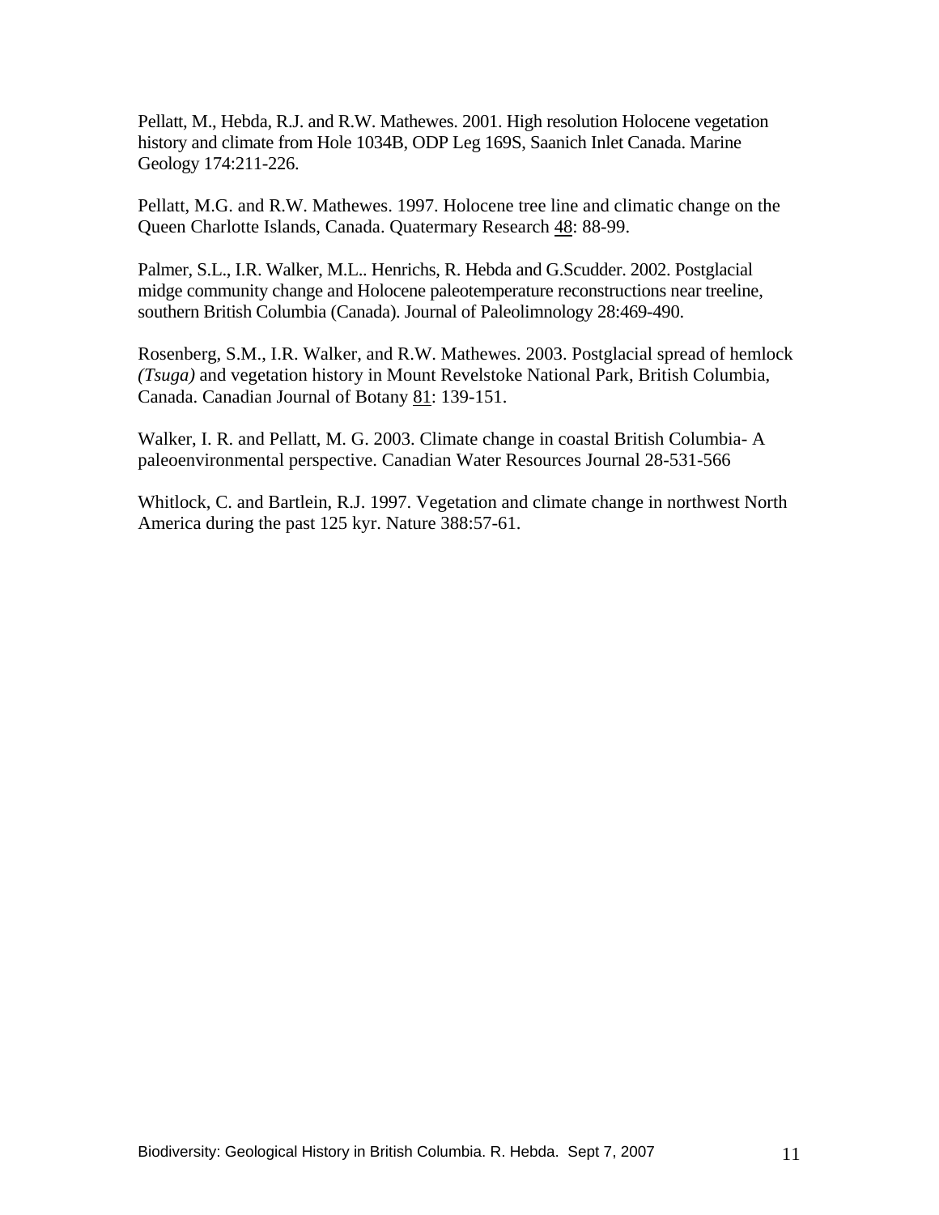Pellatt, M., Hebda, R.J. and R.W. Mathewes. 2001. High resolution Holocene vegetation history and climate from Hole 1034B, ODP Leg 169S, Saanich Inlet Canada. Marine Geology 174:211-226.

Pellatt, M.G. and R.W. Mathewes. 1997. Holocene tree line and climatic change on the Queen Charlotte Islands, Canada. Quatermary Research 48: 88-99.

Palmer, S.L., I.R. Walker, M.L.. Henrichs, R. Hebda and G.Scudder. 2002. Postglacial midge community change and Holocene paleotemperature reconstructions near treeline, southern British Columbia (Canada). Journal of Paleolimnology 28:469-490.

Rosenberg, S.M., I.R. Walker, and R.W. Mathewes. 2003. Postglacial spread of hemlock *(Tsuga)* and vegetation history in Mount Revelstoke National Park, British Columbia, Canada. Canadian Journal of Botany 81: 139-151.

Walker, I. R. and Pellatt, M. G. 2003. Climate change in coastal British Columbia- A paleoenvironmental perspective. Canadian Water Resources Journal 28-531-566

Whitlock, C. and Bartlein, R.J. 1997. Vegetation and climate change in northwest North America during the past 125 kyr. Nature 388:57-61.